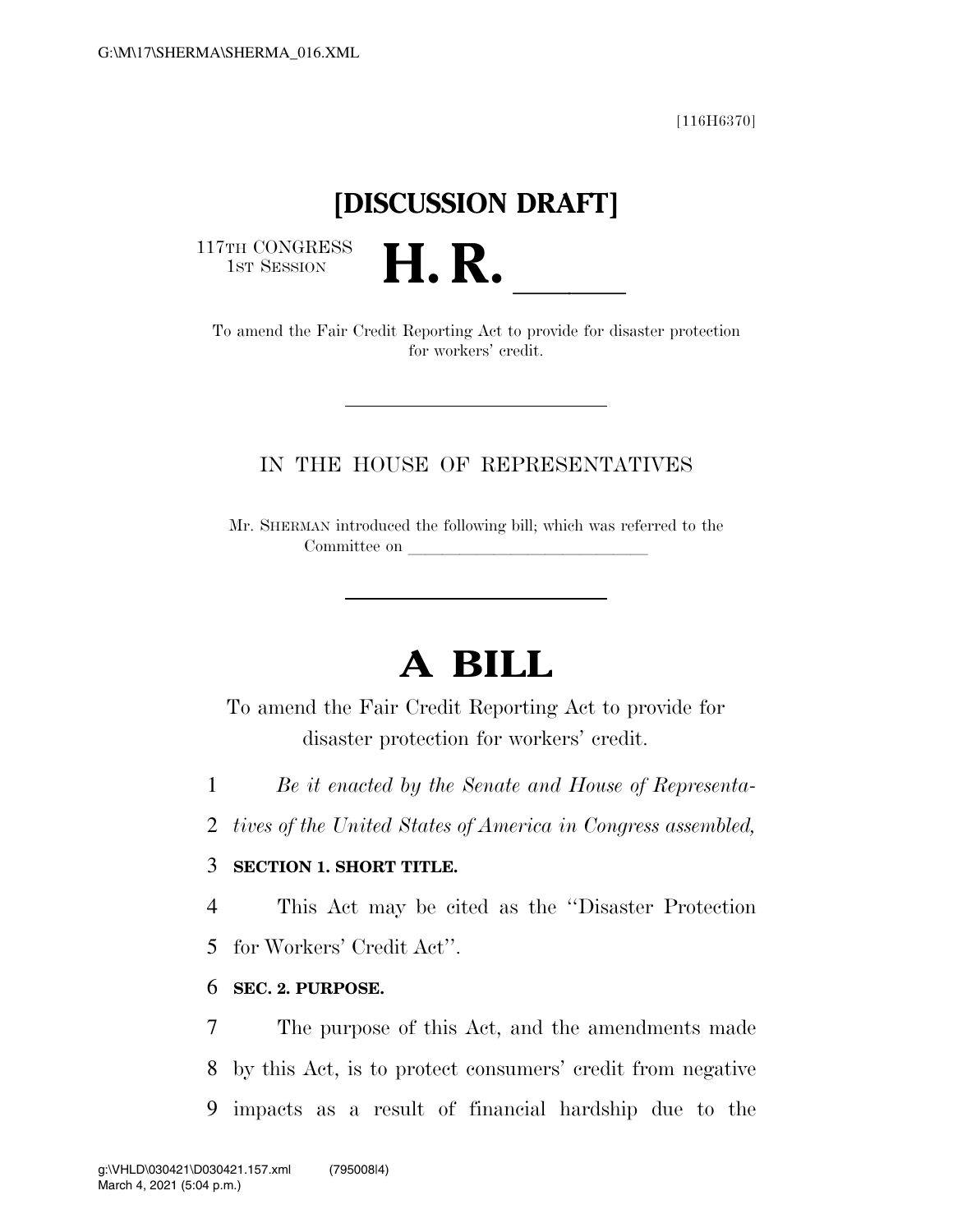[116H6370]

# [DISCUSSION DRAFT]

117TH CONGRESS
1ST SESSION

# H. R. \_\_\_\_\_\_

To amend the Fair Credit Reporting Act to provide for disaster protection for workers' credit.

IN THE HOUSE OF REPRESENTATIVES

Mr. SHERMAN introduced the following bill; which was referred to the Committee on \_\_\_\_\_\_\_\_\_\_\_\_\_\_\_\_\_\_\_\_\_\_\_\_\_\_\_\_\_\_

# A BILL

To amend the Fair Credit Reporting Act to provide for disaster protection for workers' credit.

1 *Be it enacted by the Senate and House of Representa-*
2 *tives of the United States of America in Congress assembled,*

3 **SECTION 1. SHORT TITLE.**

4 This Act may be cited as the "Disaster Protection
5 for Workers' Credit Act".

6 **SEC. 2. PURPOSE.**

7 The purpose of this Act, and the amendments made
8 by this Act, is to protect consumers' credit from negative
9 impacts as a result of financial hardship due to the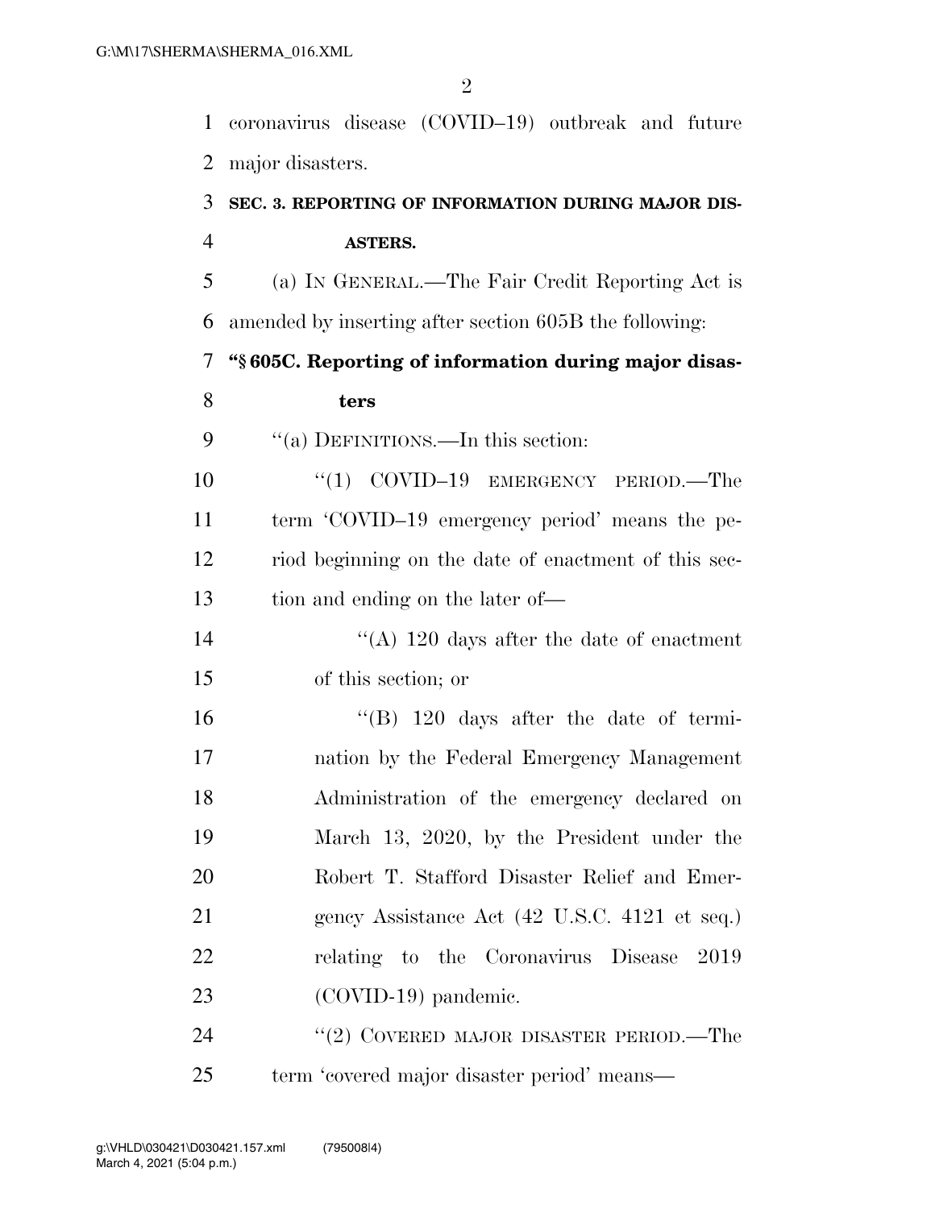coronavirus disease (COVID–19) outbreak and future major disasters.

**SEC. 3. REPORTING OF INFORMATION DURING MAJOR DISASTERS.**

(a) IN GENERAL.—The Fair Credit Reporting Act is amended by inserting after section 605B the following:

**"§ 605C. Reporting of information during major disasters**

"(a) DEFINITIONS.—In this section:

"(1) COVID–19 EMERGENCY PERIOD.—The term 'COVID–19 emergency period' means the period beginning on the date of enactment of this section and ending on the later of—

"(A) 120 days after the date of enactment of this section; or

"(B) 120 days after the date of termination by the Federal Emergency Management Administration of the emergency declared on March 13, 2020, by the President under the Robert T. Stafford Disaster Relief and Emergency Assistance Act (42 U.S.C. 4121 et seq.) relating to the Coronavirus Disease 2019 (COVID-19) pandemic.

"(2) COVERED MAJOR DISASTER PERIOD.—The term 'covered major disaster period' means—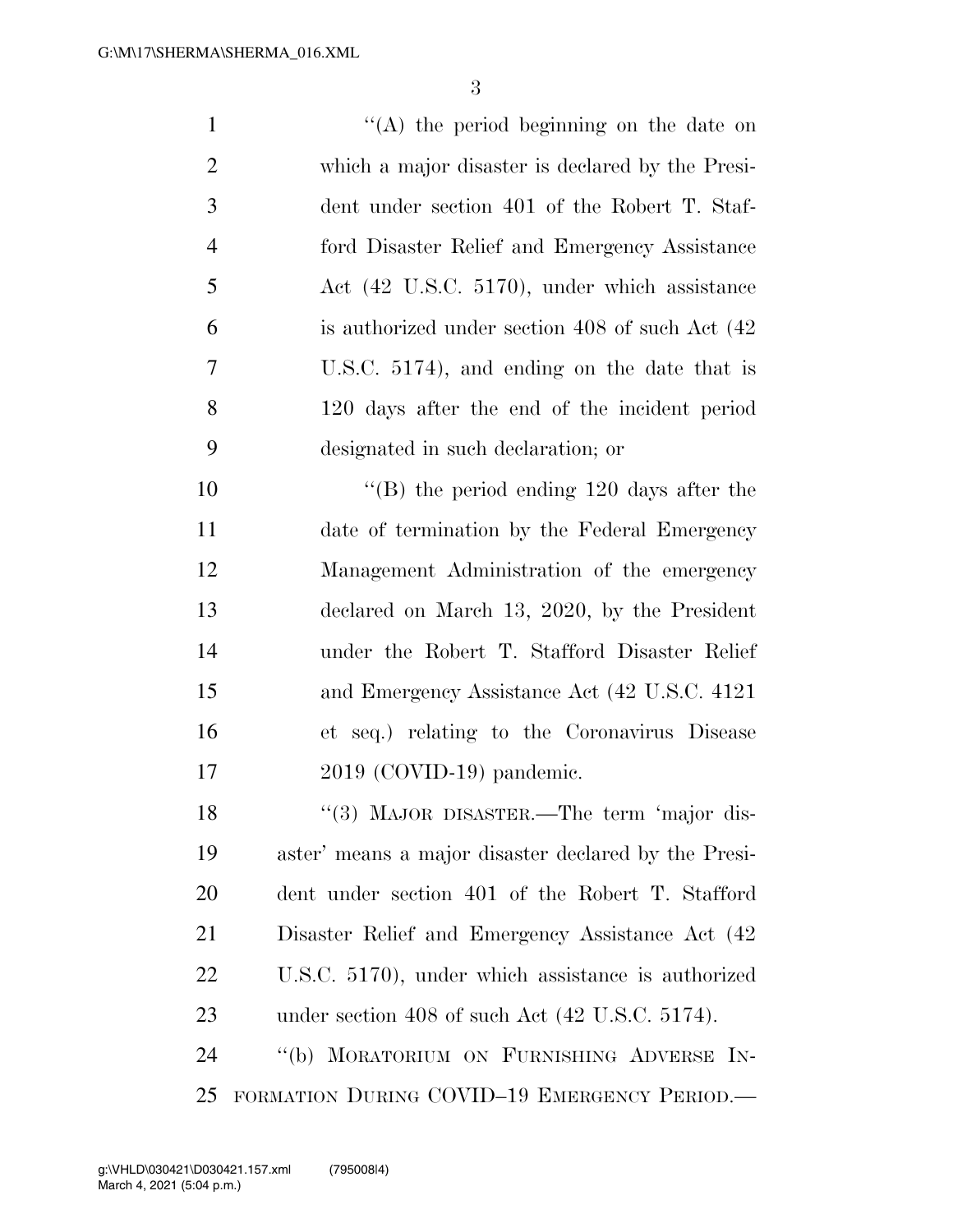''(A) the period beginning on the date on which a major disaster is declared by the President under section 401 of the Robert T. Stafford Disaster Relief and Emergency Assistance Act (42 U.S.C. 5170), under which assistance is authorized under section 408 of such Act (42 U.S.C. 5174), and ending on the date that is 120 days after the end of the incident period designated in such declaration; or

''(B) the period ending 120 days after the date of termination by the Federal Emergency Management Administration of the emergency declared on March 13, 2020, by the President under the Robert T. Stafford Disaster Relief and Emergency Assistance Act (42 U.S.C. 4121 et seq.) relating to the Coronavirus Disease 2019 (COVID-19) pandemic.

''(3) MAJOR DISASTER.—The term 'major disaster' means a major disaster declared by the President under section 401 of the Robert T. Stafford Disaster Relief and Emergency Assistance Act (42 U.S.C. 5170), under which assistance is authorized under section 408 of such Act (42 U.S.C. 5174).

''(b) MORATORIUM ON FURNISHING ADVERSE INFORMATION DURING COVID–19 EMERGENCY PERIOD.—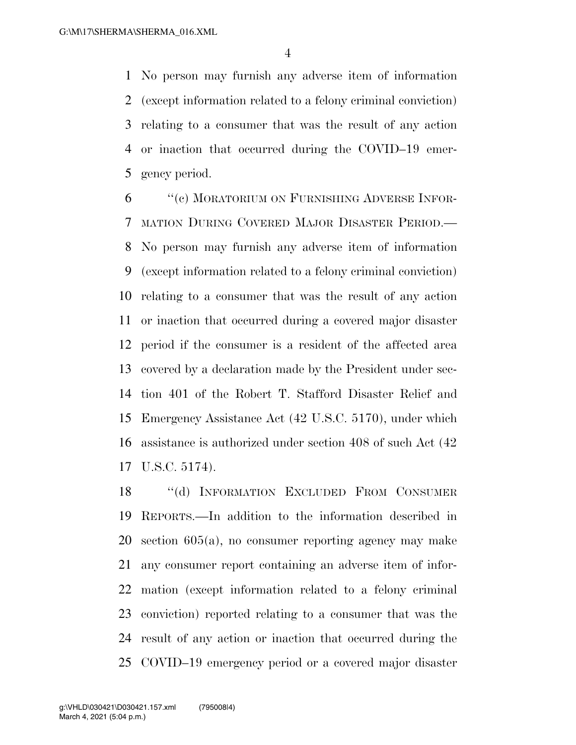No person may furnish any adverse item of information (except information related to a felony criminal conviction) relating to a consumer that was the result of any action or inaction that occurred during the COVID–19 emergency period.

"(c) MORATORIUM ON FURNISHING ADVERSE INFORMATION DURING COVERED MAJOR DISASTER PERIOD.—No person may furnish any adverse item of information (except information related to a felony criminal conviction) relating to a consumer that was the result of any action or inaction that occurred during a covered major disaster period if the consumer is a resident of the affected area covered by a declaration made by the President under section 401 of the Robert T. Stafford Disaster Relief and Emergency Assistance Act (42 U.S.C. 5170), under which assistance is authorized under section 408 of such Act (42 U.S.C. 5174).

"(d) INFORMATION EXCLUDED FROM CONSUMER REPORTS.—In addition to the information described in section 605(a), no consumer reporting agency may make any consumer report containing an adverse item of information (except information related to a felony criminal conviction) reported relating to a consumer that was the result of any action or inaction that occurred during the COVID–19 emergency period or a covered major disaster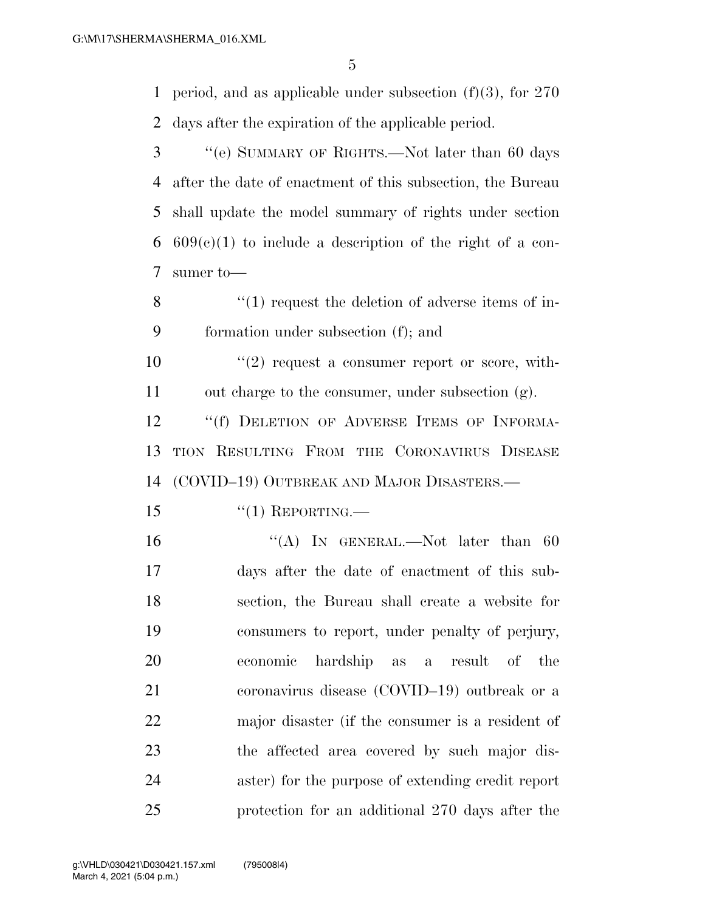period, and as applicable under subsection (f)(3), for 270 days after the expiration of the applicable period.

"(e) SUMMARY OF RIGHTS.—Not later than 60 days after the date of enactment of this subsection, the Bureau shall update the model summary of rights under section 609(c)(1) to include a description of the right of a consumer to—

"(1) request the deletion of adverse items of information under subsection (f); and

"(2) request a consumer report or score, without charge to the consumer, under subsection (g).

"(f) DELETION OF ADVERSE ITEMS OF INFORMATION RESULTING FROM THE CORONAVIRUS DISEASE (COVID–19) OUTBREAK AND MAJOR DISASTERS.—

"(1) REPORTING.—

"(A) IN GENERAL.—Not later than 60 days after the date of enactment of this subsection, the Bureau shall create a website for consumers to report, under penalty of perjury, economic hardship as a result of the coronavirus disease (COVID–19) outbreak or a major disaster (if the consumer is a resident of the affected area covered by such major disaster) for the purpose of extending credit report protection for an additional 270 days after the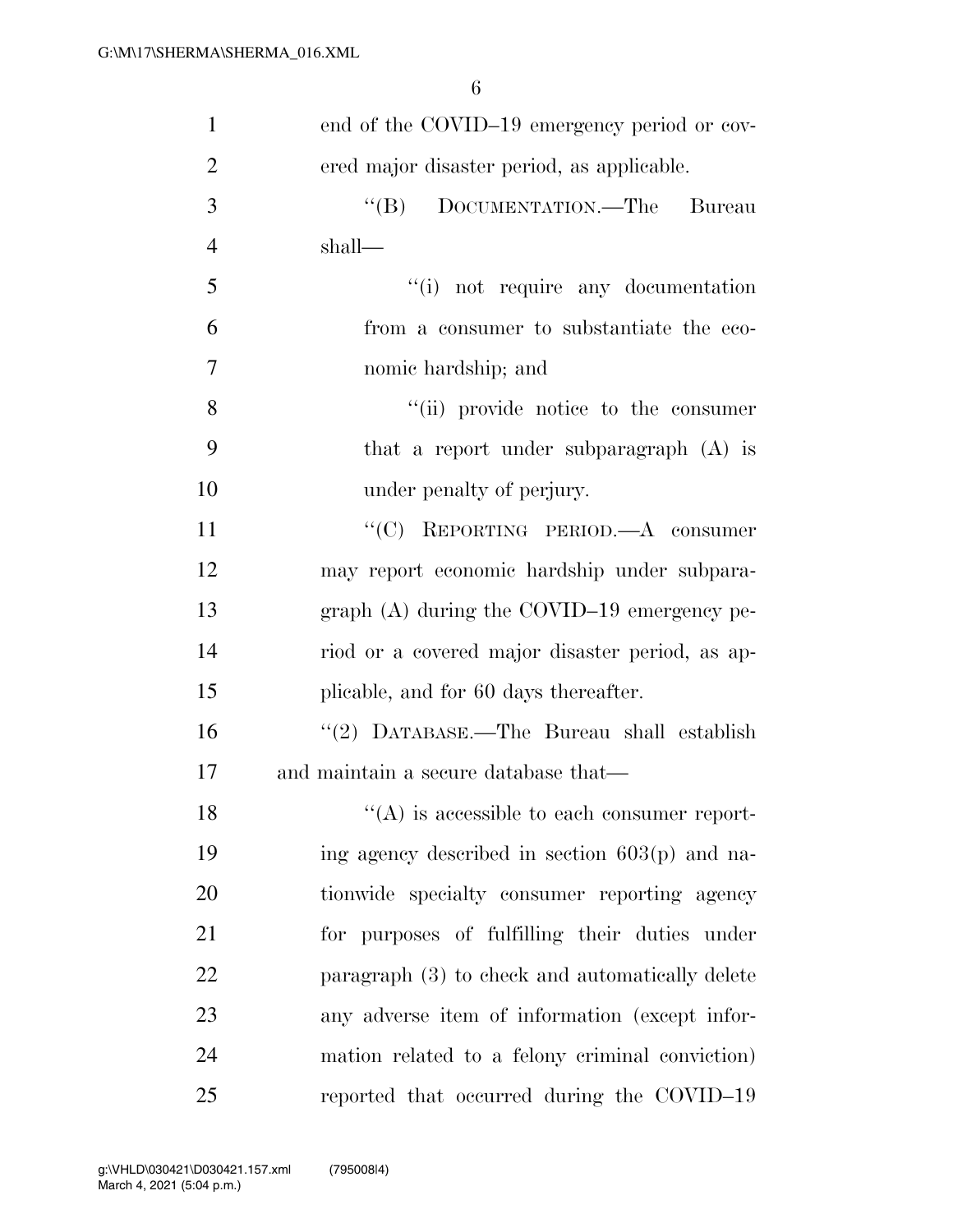end of the COVID–19 emergency period or covered major disaster period, as applicable.

"(B) DOCUMENTATION.—The Bureau shall—

"(i) not require any documentation from a consumer to substantiate the economic hardship; and

"(ii) provide notice to the consumer that a report under subparagraph (A) is under penalty of perjury.

"(C) REPORTING PERIOD.—A consumer may report economic hardship under subparagraph (A) during the COVID–19 emergency period or a covered major disaster period, as applicable, and for 60 days thereafter.

"(2) DATABASE.—The Bureau shall establish and maintain a secure database that—

"(A) is accessible to each consumer reporting agency described in section 603(p) and nationwide specialty consumer reporting agency for purposes of fulfilling their duties under paragraph (3) to check and automatically delete any adverse item of information (except information related to a felony criminal conviction) reported that occurred during the COVID–19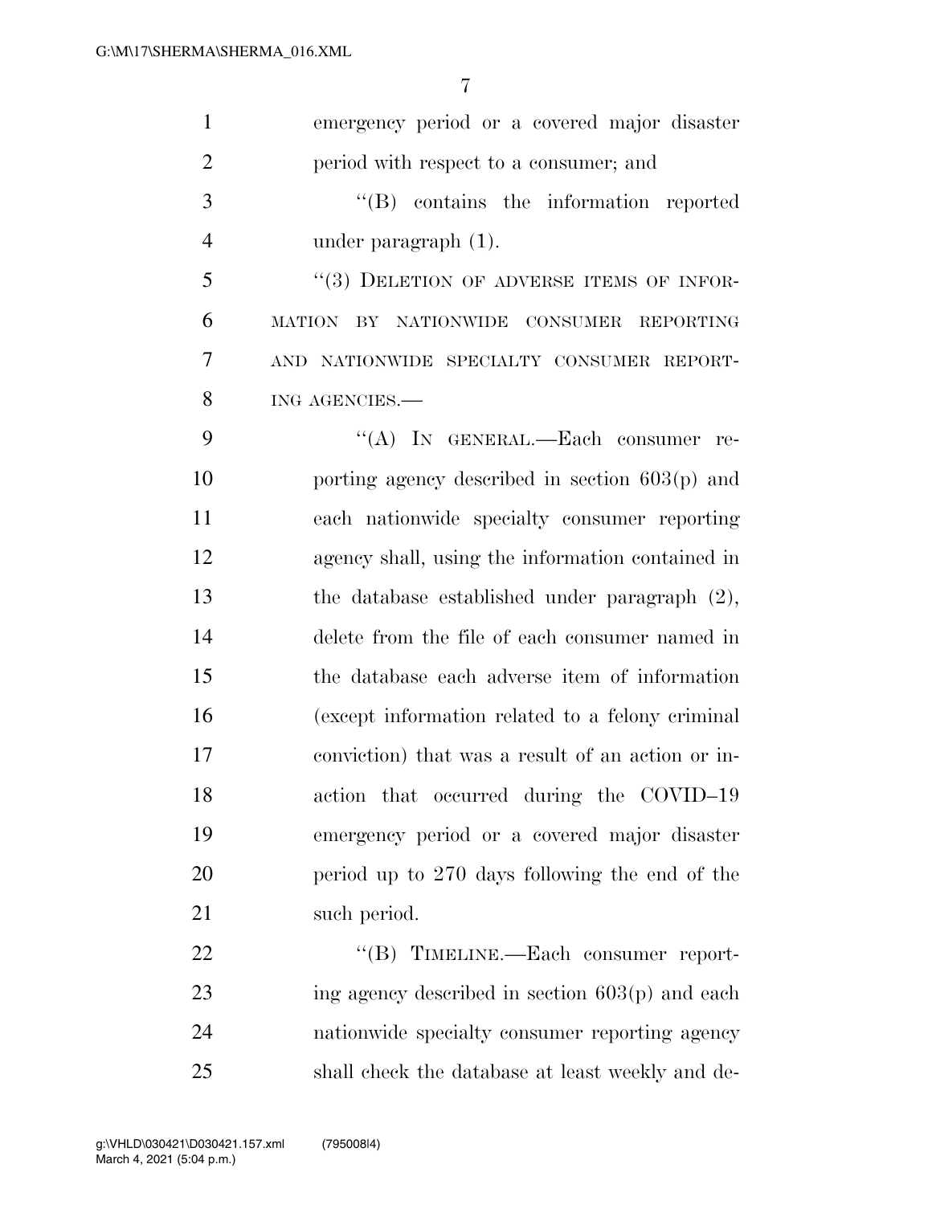emergency period or a covered major disaster period with respect to a consumer; and

"(B) contains the information reported under paragraph (1).

"(3) DELETION OF ADVERSE ITEMS OF INFORMATION BY NATIONWIDE CONSUMER REPORTING AND NATIONWIDE SPECIALTY CONSUMER REPORTING AGENCIES.—

"(A) IN GENERAL.—Each consumer reporting agency described in section 603(p) and each nationwide specialty consumer reporting agency shall, using the information contained in the database established under paragraph (2), delete from the file of each consumer named in the database each adverse item of information (except information related to a felony criminal conviction) that was a result of an action or inaction that occurred during the COVID–19 emergency period or a covered major disaster period up to 270 days following the end of the such period.

"(B) TIMELINE.—Each consumer reporting agency described in section 603(p) and each nationwide specialty consumer reporting agency shall check the database at least weekly and de-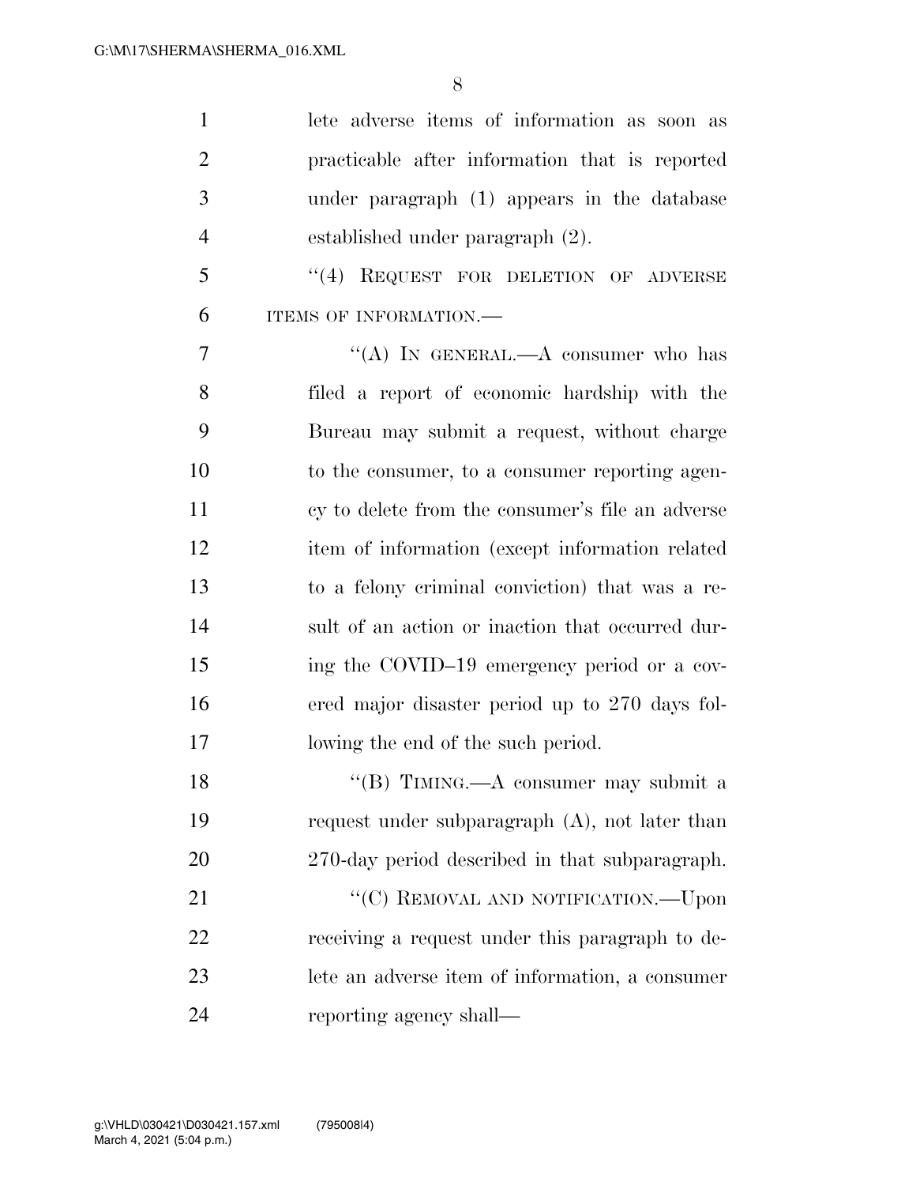lete adverse items of information as soon as practicable after information that is reported under paragraph (1) appears in the database established under paragraph (2).

"(4) REQUEST FOR DELETION OF ADVERSE ITEMS OF INFORMATION.—

"(A) IN GENERAL.—A consumer who has filed a report of economic hardship with the Bureau may submit a request, without charge to the consumer, to a consumer reporting agency to delete from the consumer's file an adverse item of information (except information related to a felony criminal conviction) that was a result of an action or inaction that occurred during the COVID–19 emergency period or a covered major disaster period up to 270 days following the end of the such period.

"(B) TIMING.—A consumer may submit a request under subparagraph (A), not later than 270-day period described in that subparagraph.

"(C) REMOVAL AND NOTIFICATION.—Upon receiving a request under this paragraph to delete an adverse item of information, a consumer reporting agency shall—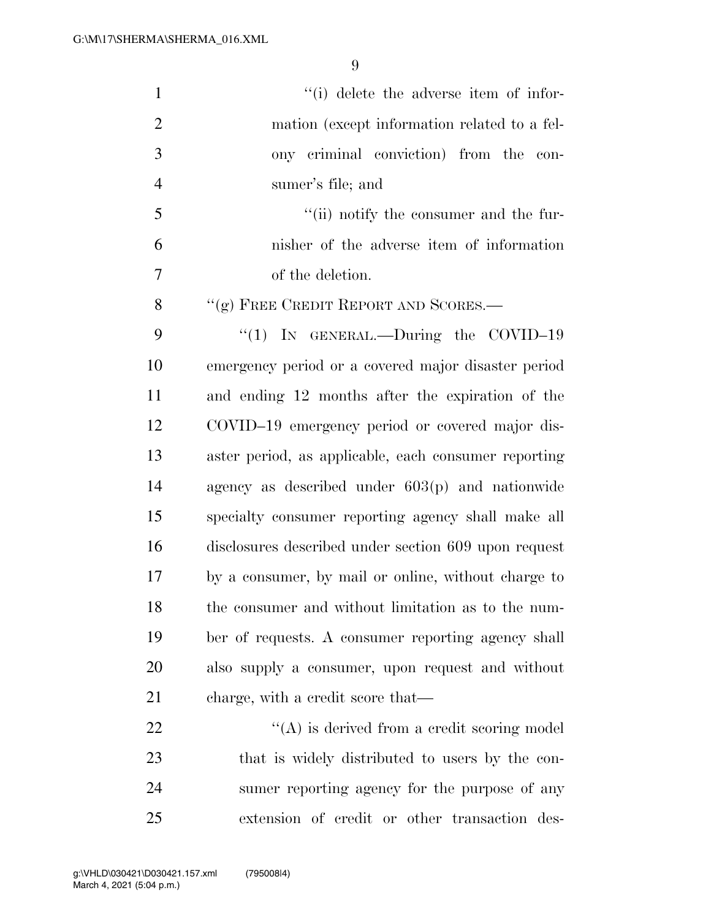"(i) delete the adverse item of information (except information related to a felony criminal conviction) from the consumer's file; and

"(ii) notify the consumer and the furnisher of the adverse item of information of the deletion.

"(g) FREE CREDIT REPORT AND SCORES.—

"(1) IN GENERAL.—During the COVID–19 emergency period or a covered major disaster period and ending 12 months after the expiration of the COVID–19 emergency period or covered major disaster period, as applicable, each consumer reporting agency as described under 603(p) and nationwide specialty consumer reporting agency shall make all disclosures described under section 609 upon request by a consumer, by mail or online, without charge to the consumer and without limitation as to the number of requests. A consumer reporting agency shall also supply a consumer, upon request and without charge, with a credit score that—

"(A) is derived from a credit scoring model that is widely distributed to users by the consumer reporting agency for the purpose of any extension of credit or other transaction des-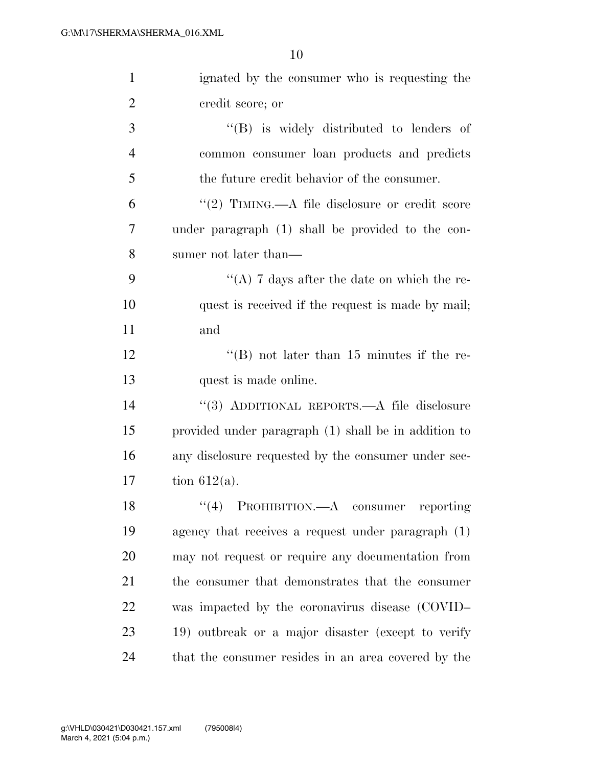ignated by the consumer who is requesting the credit score; or

"(B) is widely distributed to lenders of common consumer loan products and predicts the future credit behavior of the consumer.

"(2) TIMING.—A file disclosure or credit score under paragraph (1) shall be provided to the consumer not later than—

"(A) 7 days after the date on which the request is received if the request is made by mail; and

"(B) not later than 15 minutes if the request is made online.

"(3) ADDITIONAL REPORTS.—A file disclosure provided under paragraph (1) shall be in addition to any disclosure requested by the consumer under section 612(a).

"(4) PROHIBITION.—A consumer reporting agency that receives a request under paragraph (1) may not request or require any documentation from the consumer that demonstrates that the consumer was impacted by the coronavirus disease (COVID–19) outbreak or a major disaster (except to verify that the consumer resides in an area covered by the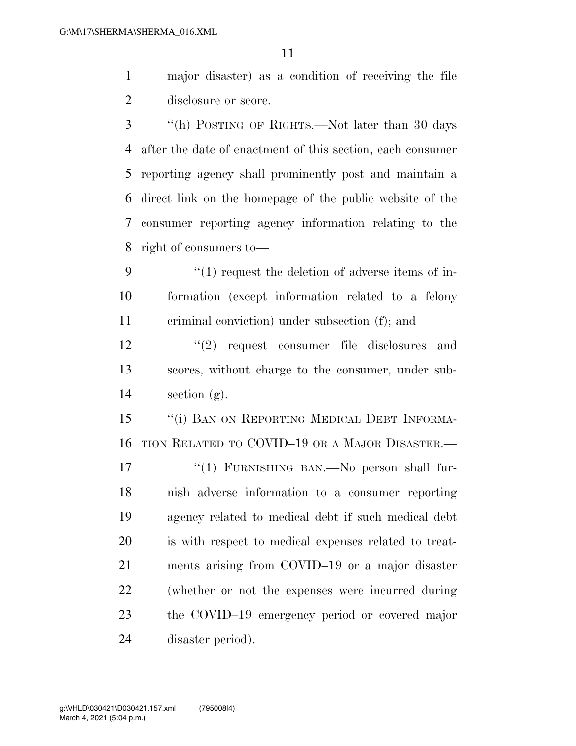major disaster) as a condition of receiving the file disclosure or score.

"(h) POSTING OF RIGHTS.—Not later than 30 days after the date of enactment of this section, each consumer reporting agency shall prominently post and maintain a direct link on the homepage of the public website of the consumer reporting agency information relating to the right of consumers to—

"(1) request the deletion of adverse items of information (except information related to a felony criminal conviction) under subsection (f); and

"(2) request consumer file disclosures and scores, without charge to the consumer, under subsection (g).

"(i) BAN ON REPORTING MEDICAL DEBT INFORMATION RELATED TO COVID–19 OR A MAJOR DISASTER.—

"(1) FURNISHING BAN.—No person shall furnish adverse information to a consumer reporting agency related to medical debt if such medical debt is with respect to medical expenses related to treatments arising from COVID–19 or a major disaster (whether or not the expenses were incurred during the COVID–19 emergency period or covered major disaster period).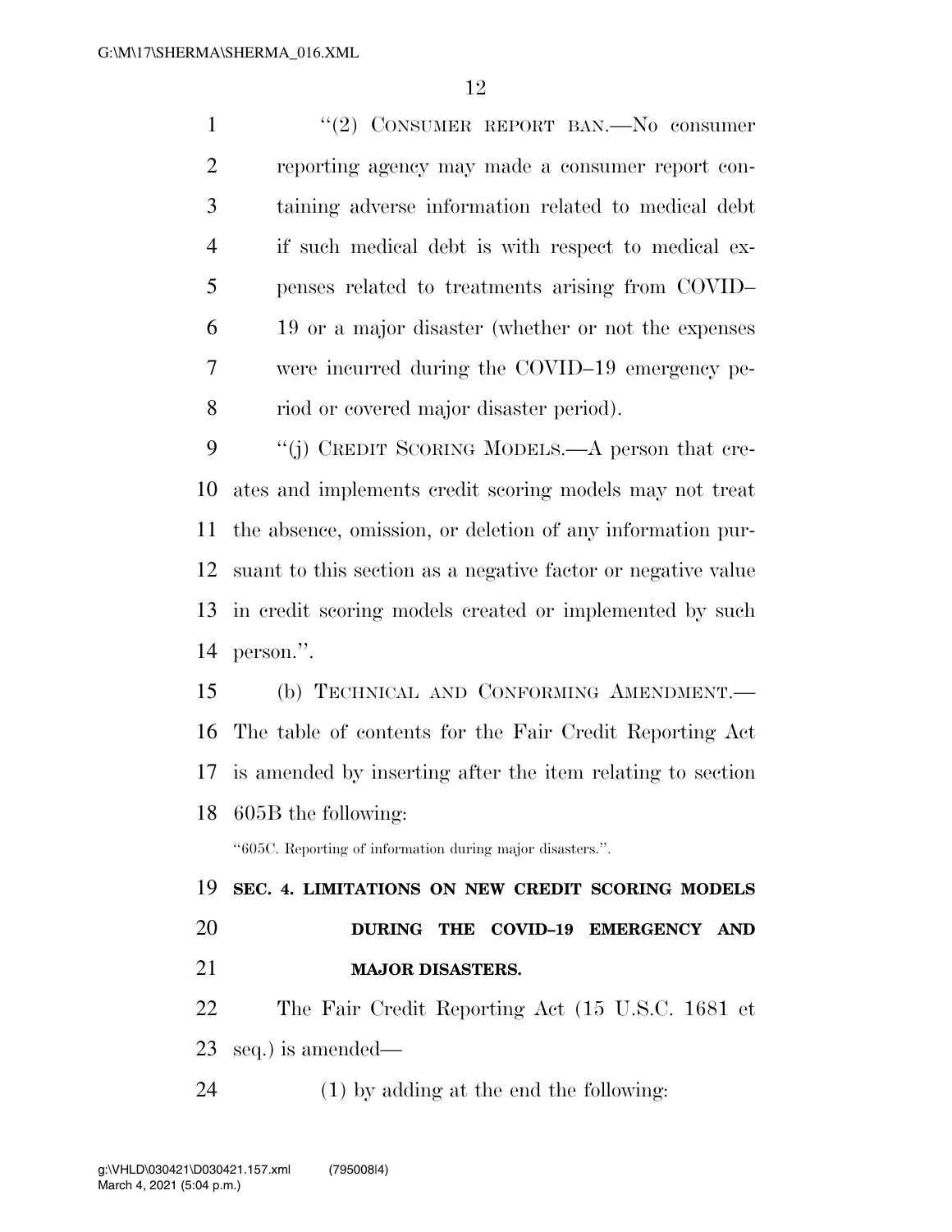"(2) CONSUMER REPORT BAN.—No consumer reporting agency may made a consumer report containing adverse information related to medical debt if such medical debt is with respect to medical expenses related to treatments arising from COVID–19 or a major disaster (whether or not the expenses were incurred during the COVID–19 emergency period or covered major disaster period).

"(j) CREDIT SCORING MODELS.—A person that creates and implements credit scoring models may not treat the absence, omission, or deletion of any information pursuant to this section as a negative factor or negative value in credit scoring models created or implemented by such person.".

(b) TECHNICAL AND CONFORMING AMENDMENT.—The table of contents for the Fair Credit Reporting Act is amended by inserting after the item relating to section 605B the following:

"605C. Reporting of information during major disasters.".

**SEC. 4. LIMITATIONS ON NEW CREDIT SCORING MODELS DURING THE COVID–19 EMERGENCY AND MAJOR DISASTERS.**

The Fair Credit Reporting Act (15 U.S.C. 1681 et seq.) is amended—

(1) by adding at the end the following: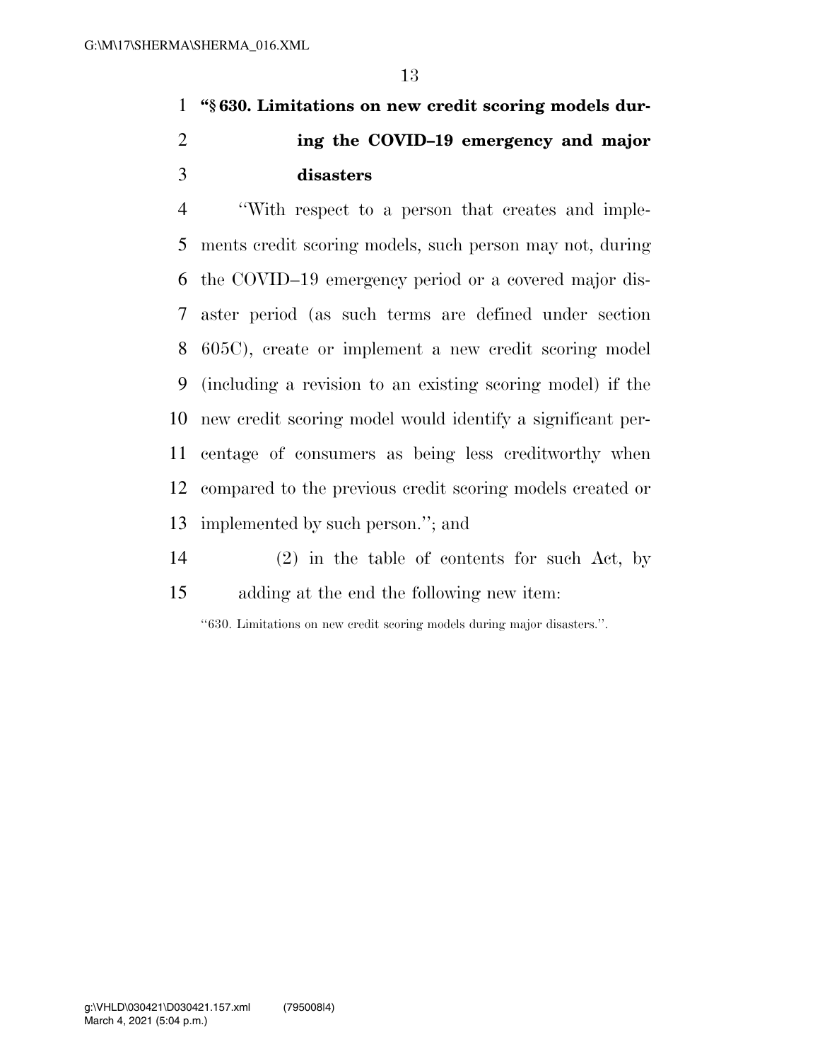**"§ 630. Limitations on new credit scoring models during the COVID–19 emergency and major disasters**

"With respect to a person that creates and implements credit scoring models, such person may not, during the COVID–19 emergency period or a covered major disaster period (as such terms are defined under section 605C), create or implement a new credit scoring model (including a revision to an existing scoring model) if the new credit scoring model would identify a significant percentage of consumers as being less creditworthy when compared to the previous credit scoring models created or implemented by such person."; and

(2) in the table of contents for such Act, by adding at the end the following new item:

"630. Limitations on new credit scoring models during major disasters.".